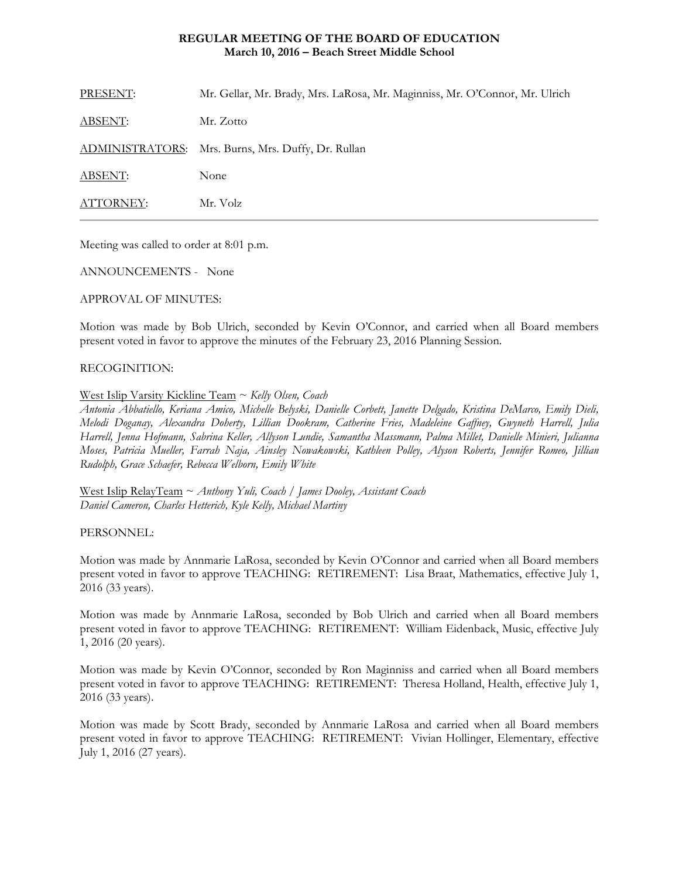**REGULAR MEETING OF THE BOARD OF EDUCATION**
**March 10, 2016 – Beach Street Middle School**

| | |
|---|---|
| PRESENT: | Mr. Gellar, Mr. Brady, Mrs. LaRosa, Mr. Maginniss, Mr. O'Connor, Mr. Ulrich |
| ABSENT: | Mr. Zotto |
| ADMINISTRATORS: | Mrs. Burns, Mrs. Duffy, Dr. Rullan |
| ABSENT: | None |
| ATTORNEY: | Mr. Volz |

---

Meeting was called to order at 8:01 p.m.

ANNOUNCEMENTS - None

APPROVAL OF MINUTES:

Motion was made by Bob Ulrich, seconded by Kevin O'Connor, and carried when all Board members present voted in favor to approve the minutes of the February 23, 2016 Planning Session.

RECOGINITION:

West Islip Varsity Kickline Team ~ *Kelly Olsen, Coach*
*Antonia Abbatiello, Keriana Amico, Michelle Belyski, Danielle Corbett, Janette Delgado, Kristina DeMarco, Emily Dieli, Melodi Doganay, Alexandra Doherty, Lillian Dookram, Catherine Fries, Madeleine Gaffney, Gwyneth Harrell, Julia Harrell, Jenna Hofmann, Sabrina Keller, Allyson Lundie, Samantha Massmann, Palma Millet, Danielle Minieri, Julianna Moses, Patricia Mueller, Farrah Naja, Ainsley Nowakowski, Kathleen Polley, Alyson Roberts, Jennifer Romeo, Jillian Rudolph, Grace Schaefer, Rebecca Welborn, Emily White*

West Islip RelayTeam ~ *Anthony Yuli, Coach / James Dooley, Assistant Coach*
*Daniel Cameron, Charles Hetterich, Kyle Kelly, Michael Martiny*

PERSONNEL:

Motion was made by Annmarie LaRosa, seconded by Kevin O'Connor and carried when all Board members present voted in favor to approve TEACHING: RETIREMENT: Lisa Braat, Mathematics, effective July 1, 2016 (33 years).

Motion was made by Annmarie LaRosa, seconded by Bob Ulrich and carried when all Board members present voted in favor to approve TEACHING: RETIREMENT: William Eidenback, Music, effective July 1, 2016 (20 years).

Motion was made by Kevin O'Connor, seconded by Ron Maginniss and carried when all Board members present voted in favor to approve TEACHING: RETIREMENT: Theresa Holland, Health, effective July 1, 2016 (33 years).

Motion was made by Scott Brady, seconded by Annmarie LaRosa and carried when all Board members present voted in favor to approve TEACHING: RETIREMENT: Vivian Hollinger, Elementary, effective July 1, 2016 (27 years).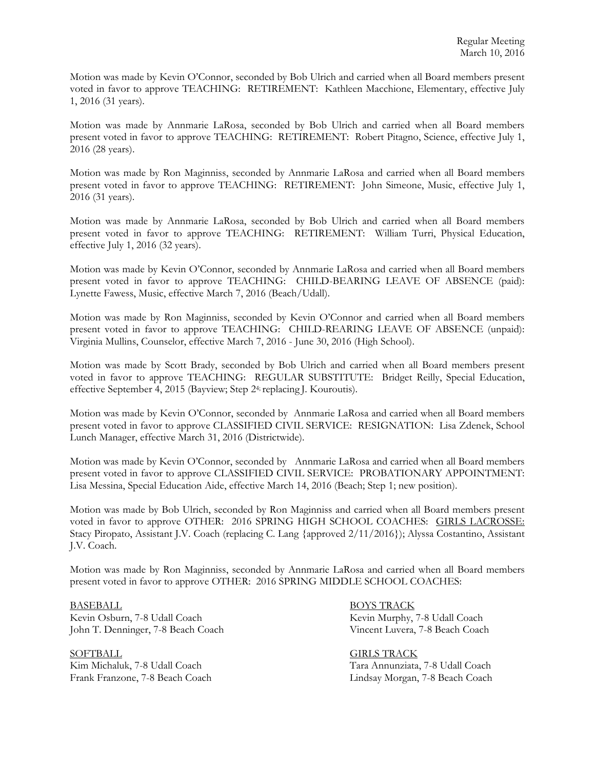Motion was made by Kevin O'Connor, seconded by Bob Ulrich and carried when all Board members present voted in favor to approve TEACHING: RETIREMENT: Kathleen Macchione, Elementary, effective July 1, 2016 (31 years).

Motion was made by Annmarie LaRosa, seconded by Bob Ulrich and carried when all Board members present voted in favor to approve TEACHING: RETIREMENT: Robert Pitagno, Science, effective July 1, 2016 (28 years).

Motion was made by Ron Maginniss, seconded by Annmarie LaRosa and carried when all Board members present voted in favor to approve TEACHING: RETIREMENT: John Simeone, Music, effective July 1, 2016 (31 years).

Motion was made by Annmarie LaRosa, seconded by Bob Ulrich and carried when all Board members present voted in favor to approve TEACHING: RETIREMENT: William Turri, Physical Education, effective July 1, 2016 (32 years).

Motion was made by Kevin O'Connor, seconded by Annmarie LaRosa and carried when all Board members present voted in favor to approve TEACHING: CHILD-BEARING LEAVE OF ABSENCE (paid): Lynette Fawess, Music, effective March 7, 2016 (Beach/Udall).

Motion was made by Ron Maginniss, seconded by Kevin O'Connor and carried when all Board members present voted in favor to approve TEACHING: CHILD-REARING LEAVE OF ABSENCE (unpaid): Virginia Mullins, Counselor, effective March 7, 2016 - June 30, 2016 (High School).

Motion was made by Scott Brady, seconded by Bob Ulrich and carried when all Board members present voted in favor to approve TEACHING: REGULAR SUBSTITUTE: Bridget Reilly, Special Education, effective September 4, 2015 (Bayview; Step 2[4]; replacing J. Kouroutis).

Motion was made by Kevin O'Connor, seconded by Annmarie LaRosa and carried when all Board members present voted in favor to approve CLASSIFIED CIVIL SERVICE: RESIGNATION: Lisa Zdenek, School Lunch Manager, effective March 31, 2016 (Districtwide).

Motion was made by Kevin O'Connor, seconded by Annmarie LaRosa and carried when all Board members present voted in favor to approve CLASSIFIED CIVIL SERVICE: PROBATIONARY APPOINTMENT: Lisa Messina, Special Education Aide, effective March 14, 2016 (Beach; Step 1; new position).

Motion was made by Bob Ulrich, seconded by Ron Maginniss and carried when all Board members present voted in favor to approve OTHER: 2016 SPRING HIGH SCHOOL COACHES: GIRLS LACROSSE: Stacy Piropato, Assistant J.V. Coach (replacing C. Lang {approved 2/11/2016}); Alyssa Costantino, Assistant J.V. Coach.

Motion was made by Ron Maginniss, seconded by Annmarie LaRosa and carried when all Board members present voted in favor to approve OTHER: 2016 SPRING MIDDLE SCHOOL COACHES:

BASEBALL
Kevin Osburn, 7-8 Udall Coach
John T. Denninger, 7-8 Beach Coach

BOYS TRACK
Kevin Murphy, 7-8 Udall Coach
Vincent Luvera, 7-8 Beach Coach

SOFTBALL
Kim Michaluk, 7-8 Udall Coach
Frank Franzone, 7-8 Beach Coach

GIRLS TRACK
Tara Annunziata, 7-8 Udall Coach
Lindsay Morgan, 7-8 Beach Coach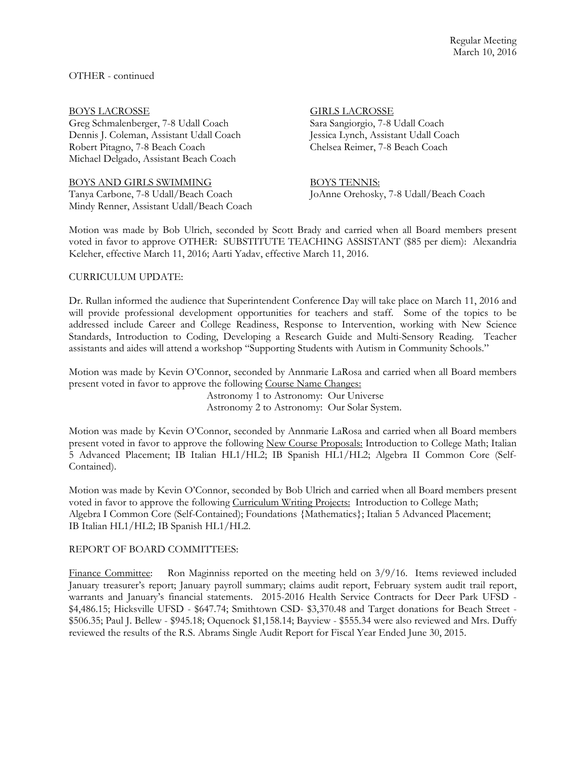OTHER - continued

<u>BOYS LACROSSE</u>
Greg Schmalenberger, 7-8 Udall Coach
Dennis J. Coleman, Assistant Udall Coach
Robert Pitagno, 7-8 Beach Coach
Michael Delgado, Assistant Beach Coach

<u>GIRLS LACROSSE</u>
Sara Sangiorgio, 7-8 Udall Coach
Jessica Lynch, Assistant Udall Coach
Chelsea Reimer, 7-8 Beach Coach

<u>BOYS AND GIRLS SWIMMING</u>
Tanya Carbone, 7-8 Udall/Beach Coach
Mindy Renner, Assistant Udall/Beach Coach

<u>BOYS TENNIS:</u>
JoAnne Orehosky, 7-8 Udall/Beach Coach

Motion was made by Bob Ulrich, seconded by Scott Brady and carried when all Board members present voted in favor to approve OTHER: SUBSTITUTE TEACHING ASSISTANT ($85 per diem): Alexandria Keleher, effective March 11, 2016; Aarti Yadav, effective March 11, 2016.

CURRICULUM UPDATE:

Dr. Rullan informed the audience that Superintendent Conference Day will take place on March 11, 2016 and will provide professional development opportunities for teachers and staff. Some of the topics to be addressed include Career and College Readiness, Response to Intervention, working with New Science Standards, Introduction to Coding, Developing a Research Guide and Multi-Sensory Reading. Teacher assistants and aides will attend a workshop "Supporting Students with Autism in Community Schools."

Motion was made by Kevin O'Connor, seconded by Annmarie LaRosa and carried when all Board members present voted in favor to approve the following <u>Course Name Changes:</u>

Astronomy 1 to Astronomy: Our Universe
Astronomy 2 to Astronomy: Our Solar System.

Motion was made by Kevin O'Connor, seconded by Annmarie LaRosa and carried when all Board members present voted in favor to approve the following <u>New Course Proposals:</u> Introduction to College Math; Italian 5 Advanced Placement; IB Italian HL1/HL2; IB Spanish HL1/HL2; Algebra II Common Core (Self-Contained).

Motion was made by Kevin O'Connor, seconded by Bob Ulrich and carried when all Board members present voted in favor to approve the following <u>Curriculum Writing Projects:</u> Introduction to College Math; Algebra I Common Core (Self-Contained); Foundations {Mathematics}; Italian 5 Advanced Placement; IB Italian HL1/HL2; IB Spanish HL1/HL2.

REPORT OF BOARD COMMITTEES:

<u>Finance Committee</u>: Ron Maginniss reported on the meeting held on 3/9/16. Items reviewed included January treasurer's report; January payroll summary; claims audit report, February system audit trail report, warrants and January's financial statements. 2015-2016 Health Service Contracts for Deer Park UFSD - $4,486.15; Hicksville UFSD - $647.74; Smithtown CSD- $3,370.48 and Target donations for Beach Street - $506.35; Paul J. Bellew - $945.18; Oquenock $1,158.14; Bayview - $555.34 were also reviewed and Mrs. Duffy reviewed the results of the R.S. Abrams Single Audit Report for Fiscal Year Ended June 30, 2015.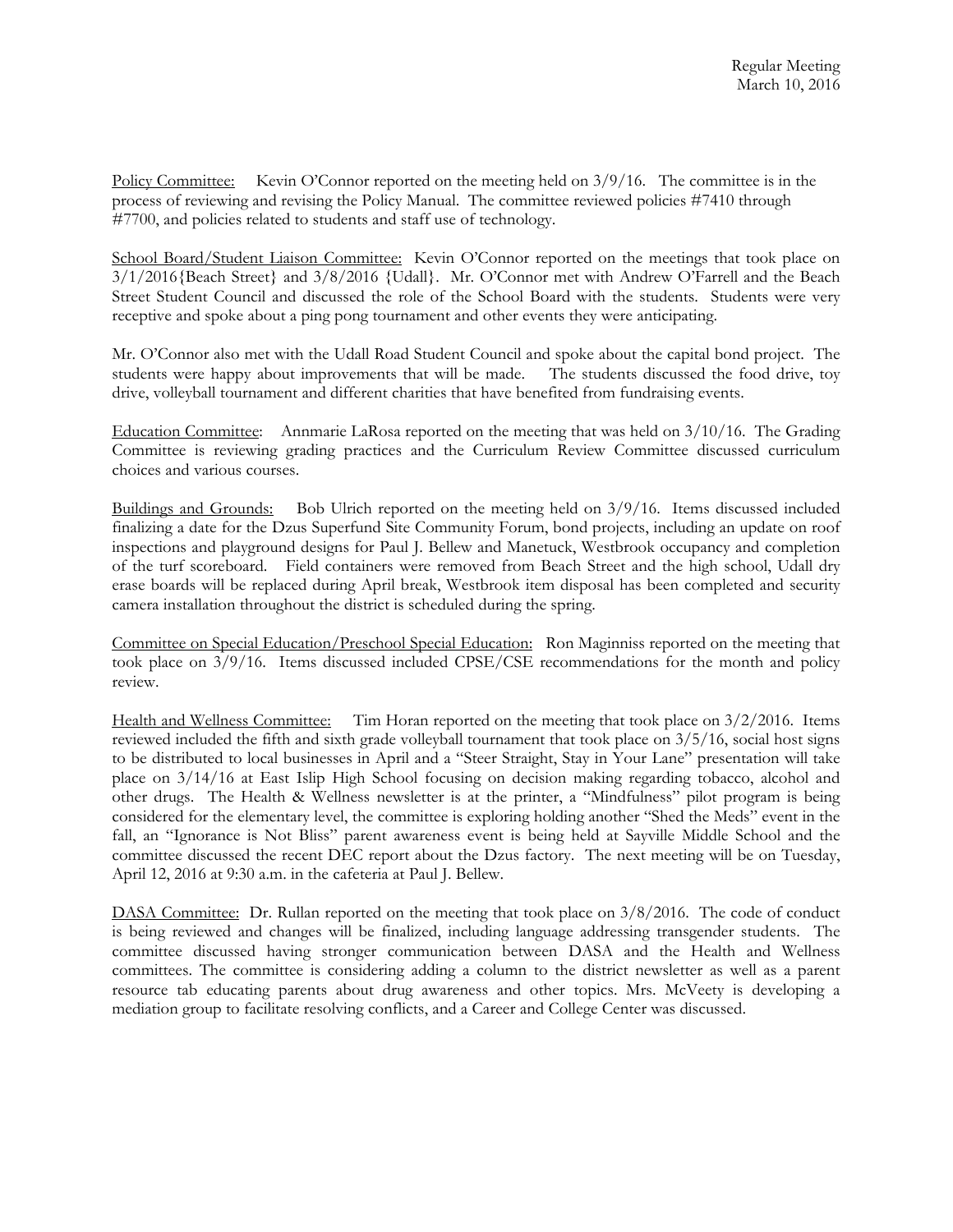Policy Committee: Kevin O'Connor reported on the meeting held on 3/9/16. The committee is in the process of reviewing and revising the Policy Manual. The committee reviewed policies #7410 through #7700, and policies related to students and staff use of technology.

School Board/Student Liaison Committee: Kevin O'Connor reported on the meetings that took place on 3/1/2016{Beach Street} and 3/8/2016 {Udall}. Mr. O'Connor met with Andrew O'Farrell and the Beach Street Student Council and discussed the role of the School Board with the students. Students were very receptive and spoke about a ping pong tournament and other events they were anticipating.

Mr. O'Connor also met with the Udall Road Student Council and spoke about the capital bond project. The students were happy about improvements that will be made. The students discussed the food drive, toy drive, volleyball tournament and different charities that have benefited from fundraising events.

Education Committee: Annmarie LaRosa reported on the meeting that was held on 3/10/16. The Grading Committee is reviewing grading practices and the Curriculum Review Committee discussed curriculum choices and various courses.

Buildings and Grounds: Bob Ulrich reported on the meeting held on 3/9/16. Items discussed included finalizing a date for the Dzus Superfund Site Community Forum, bond projects, including an update on roof inspections and playground designs for Paul J. Bellew and Manetuck, Westbrook occupancy and completion of the turf scoreboard. Field containers were removed from Beach Street and the high school, Udall dry erase boards will be replaced during April break, Westbrook item disposal has been completed and security camera installation throughout the district is scheduled during the spring.

Committee on Special Education/Preschool Special Education: Ron Maginniss reported on the meeting that took place on 3/9/16. Items discussed included CPSE/CSE recommendations for the month and policy review.

Health and Wellness Committee: Tim Horan reported on the meeting that took place on 3/2/2016. Items reviewed included the fifth and sixth grade volleyball tournament that took place on 3/5/16, social host signs to be distributed to local businesses in April and a "Steer Straight, Stay in Your Lane" presentation will take place on 3/14/16 at East Islip High School focusing on decision making regarding tobacco, alcohol and other drugs. The Health & Wellness newsletter is at the printer, a "Mindfulness" pilot program is being considered for the elementary level, the committee is exploring holding another "Shed the Meds" event in the fall, an "Ignorance is Not Bliss" parent awareness event is being held at Sayville Middle School and the committee discussed the recent DEC report about the Dzus factory. The next meeting will be on Tuesday, April 12, 2016 at 9:30 a.m. in the cafeteria at Paul J. Bellew.

DASA Committee: Dr. Rullan reported on the meeting that took place on 3/8/2016. The code of conduct is being reviewed and changes will be finalized, including language addressing transgender students. The committee discussed having stronger communication between DASA and the Health and Wellness committees. The committee is considering adding a column to the district newsletter as well as a parent resource tab educating parents about drug awareness and other topics. Mrs. McVeety is developing a mediation group to facilitate resolving conflicts, and a Career and College Center was discussed.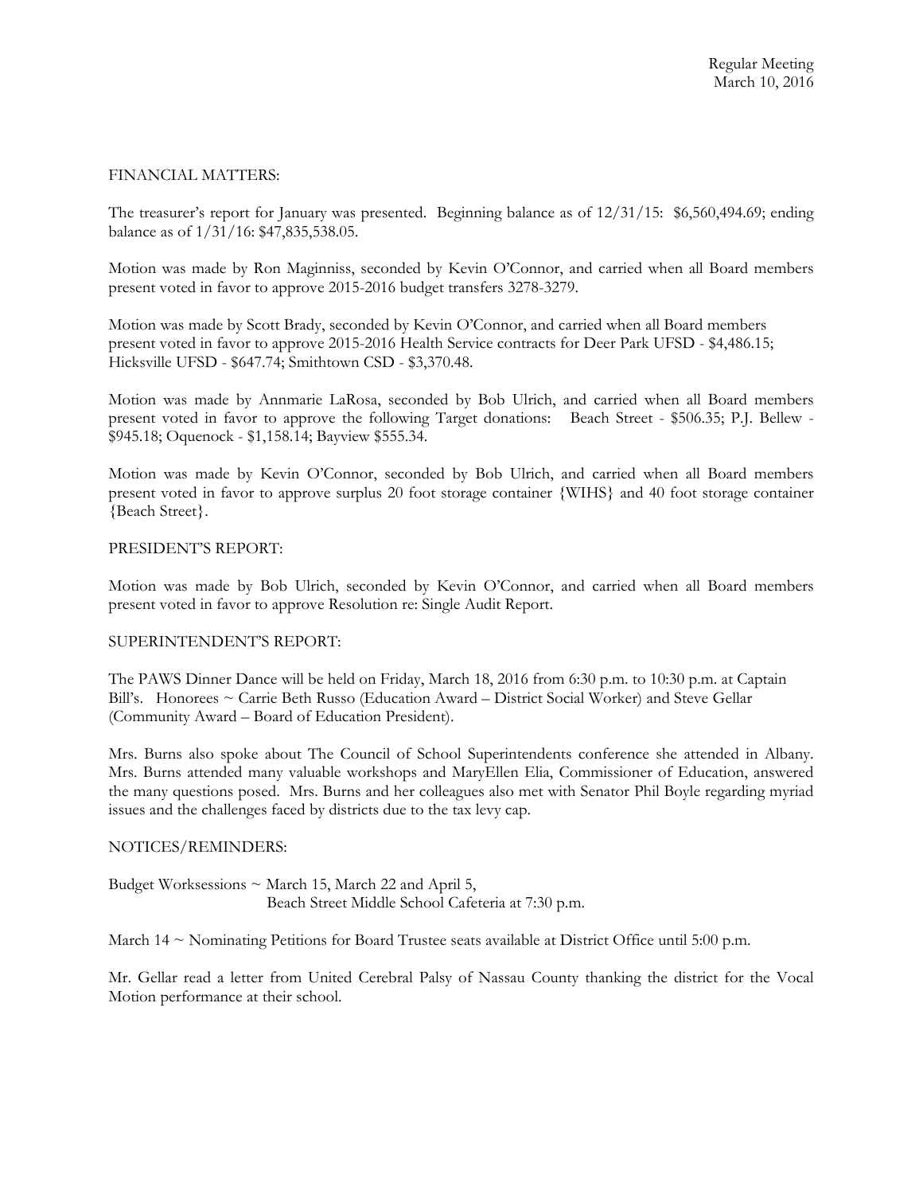FINANCIAL MATTERS:

The treasurer's report for January was presented. Beginning balance as of 12/31/15: $6,560,494.69; ending balance as of 1/31/16: $47,835,538.05.

Motion was made by Ron Maginniss, seconded by Kevin O'Connor, and carried when all Board members present voted in favor to approve 2015-2016 budget transfers 3278-3279.

Motion was made by Scott Brady, seconded by Kevin O'Connor, and carried when all Board members present voted in favor to approve 2015-2016 Health Service contracts for Deer Park UFSD - $4,486.15; Hicksville UFSD - $647.74; Smithtown CSD - $3,370.48.

Motion was made by Annmarie LaRosa, seconded by Bob Ulrich, and carried when all Board members present voted in favor to approve the following Target donations: Beach Street - $506.35; P.J. Bellew - $945.18; Oquenock - $1,158.14; Bayview $555.34.

Motion was made by Kevin O'Connor, seconded by Bob Ulrich, and carried when all Board members present voted in favor to approve surplus 20 foot storage container {WIHS} and 40 foot storage container {Beach Street}.

PRESIDENT'S REPORT:

Motion was made by Bob Ulrich, seconded by Kevin O'Connor, and carried when all Board members present voted in favor to approve Resolution re: Single Audit Report.

SUPERINTENDENT'S REPORT:

The PAWS Dinner Dance will be held on Friday, March 18, 2016 from 6:30 p.m. to 10:30 p.m. at Captain Bill's. Honorees ~ Carrie Beth Russo (Education Award – District Social Worker) and Steve Gellar (Community Award – Board of Education President).

Mrs. Burns also spoke about The Council of School Superintendents conference she attended in Albany. Mrs. Burns attended many valuable workshops and MaryEllen Elia, Commissioner of Education, answered the many questions posed. Mrs. Burns and her colleagues also met with Senator Phil Boyle regarding myriad issues and the challenges faced by districts due to the tax levy cap.

NOTICES/REMINDERS:

Budget Worksessions ~ March 15, March 22 and April 5,
Beach Street Middle School Cafeteria at 7:30 p.m.

March 14 ~ Nominating Petitions for Board Trustee seats available at District Office until 5:00 p.m.

Mr. Gellar read a letter from United Cerebral Palsy of Nassau County thanking the district for the Vocal Motion performance at their school.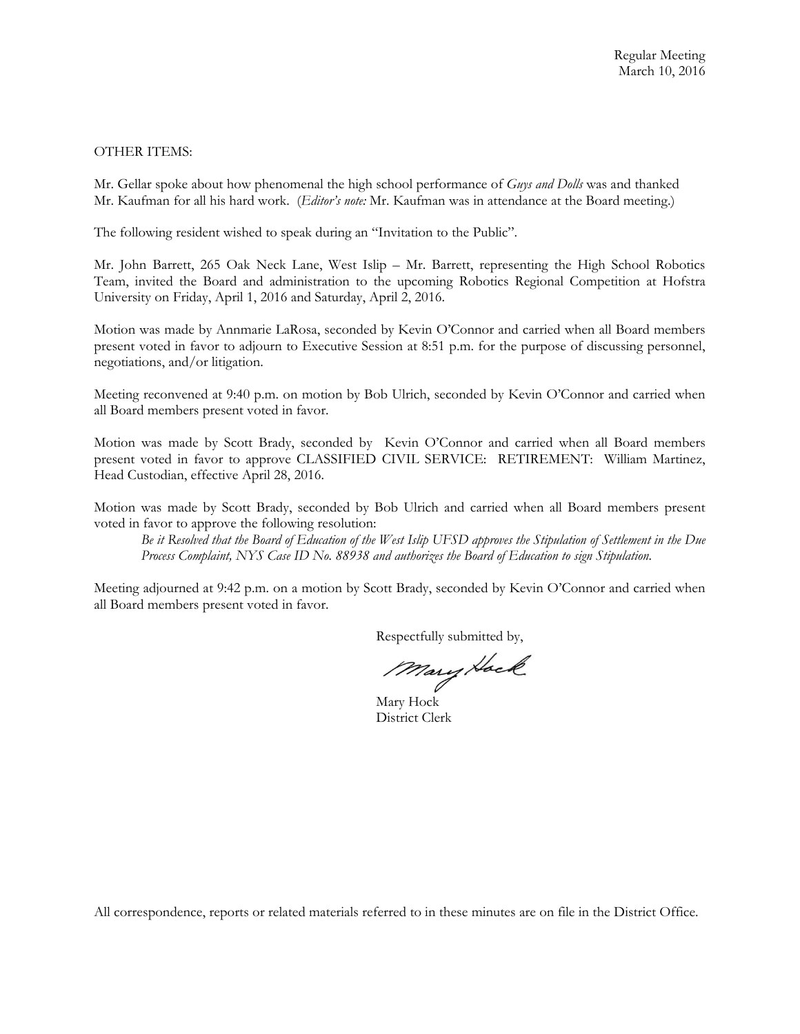OTHER ITEMS:

Mr. Gellar spoke about how phenomenal the high school performance of *Guys and Dolls* was and thanked Mr. Kaufman for all his hard work. (*Editor's note:* Mr. Kaufman was in attendance at the Board meeting.)

The following resident wished to speak during an "Invitation to the Public".

Mr. John Barrett, 265 Oak Neck Lane, West Islip – Mr. Barrett, representing the High School Robotics Team, invited the Board and administration to the upcoming Robotics Regional Competition at Hofstra University on Friday, April 1, 2016 and Saturday, April 2, 2016.

Motion was made by Annmarie LaRosa, seconded by Kevin O'Connor and carried when all Board members present voted in favor to adjourn to Executive Session at 8:51 p.m. for the purpose of discussing personnel, negotiations, and/or litigation.

Meeting reconvened at 9:40 p.m. on motion by Bob Ulrich, seconded by Kevin O'Connor and carried when all Board members present voted in favor.

Motion was made by Scott Brady, seconded by Kevin O'Connor and carried when all Board members present voted in favor to approve CLASSIFIED CIVIL SERVICE: RETIREMENT: William Martinez, Head Custodian, effective April 28, 2016.

Motion was made by Scott Brady, seconded by Bob Ulrich and carried when all Board members present voted in favor to approve the following resolution:

*Be it Resolved that the Board of Education of the West Islip UFSD approves the Stipulation of Settlement in the Due Process Complaint, NYS Case ID No. 88938 and authorizes the Board of Education to sign Stipulation.*

Meeting adjourned at 9:42 p.m. on a motion by Scott Brady, seconded by Kevin O'Connor and carried when all Board members present voted in favor.

Respectfully submitted by,

Mary Hock

Mary Hock
District Clerk

All correspondence, reports or related materials referred to in these minutes are on file in the District Office.